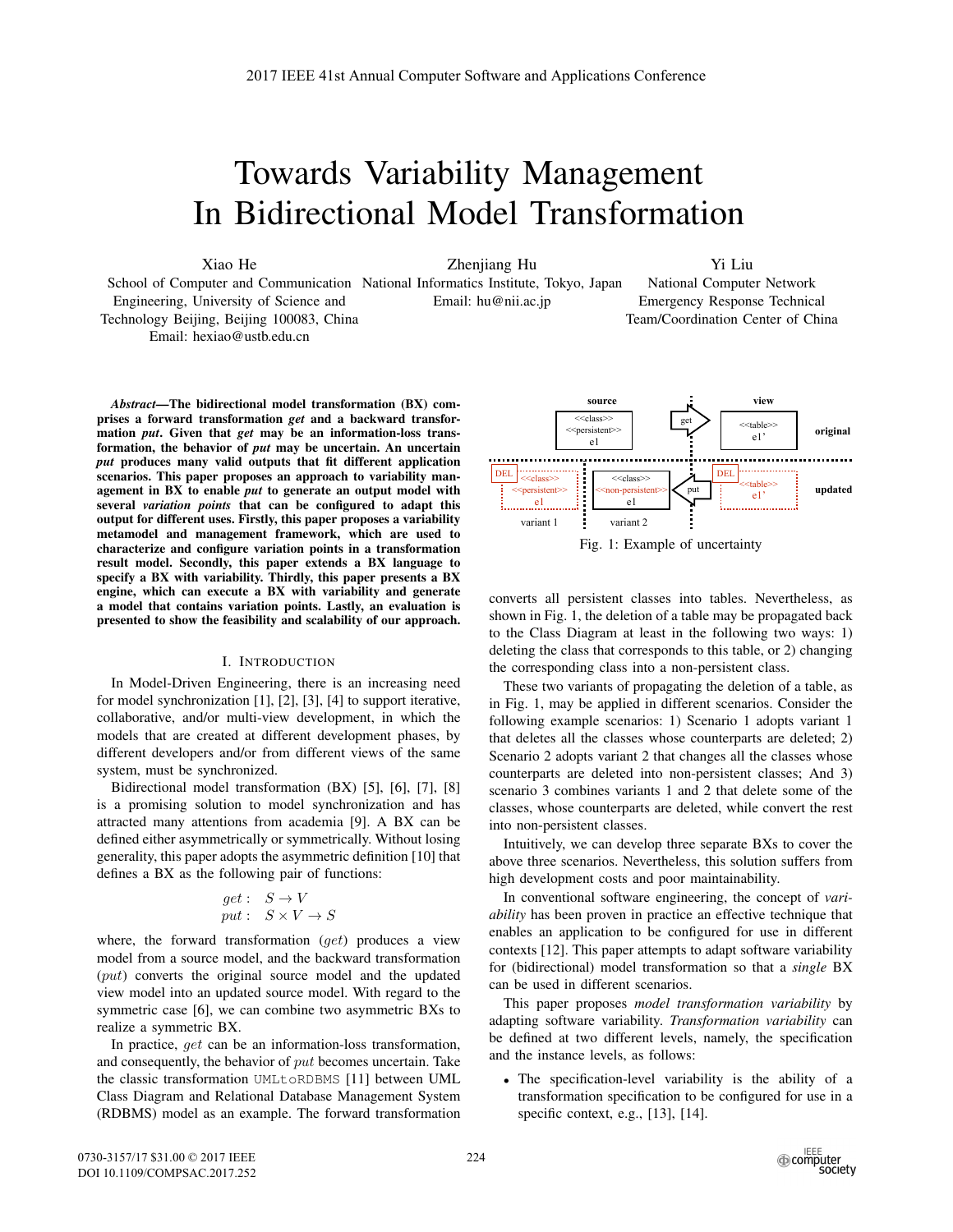2017 IEEE 41st Annual Computer Software and Applications Conference

# Towards Variability Management In Bidirectional Model Transformation

Xiao He
School of Computer and Communication Engineering, University of Science and Technology Beijing, Beijing 100083, China
Email: hexiao@ustb.edu.cn

Zhenjiang Hu
National Informatics Institute, Tokyo, Japan
Email: hu@nii.ac.jp

Yi Liu
National Computer Network Emergency Response Technical Team/Coordination Center of China

***Abstract*—The bidirectional model transformation (BX) comprises a forward transformation *get* and a backward transformation *put*. Given that *get* may be an information-loss transformation, the behavior of *put* may be uncertain. An uncertain *put* produces many valid outputs that fit different application scenarios. This paper proposes an approach to variability management in BX to enable *put* to generate an output model with several *variation points* that can be configured to adapt this output for different uses. Firstly, this paper proposes a variability metamodel and management framework, which are used to characterize and configure variation points in a transformation result model. Secondly, this paper extends a BX language to specify a BX with variability. Thirdly, this paper presents a BX engine, which can execute a BX with variability and generate a model that contains variation points. Lastly, an evaluation is presented to show the feasibility and scalability of our approach.**

## I. Introduction

In Model-Driven Engineering, there is an increasing need for model synchronization [1], [2], [3], [4] to support iterative, collaborative, and/or multi-view development, in which the models that are created at different development phases, by different developers and/or from different views of the same system, must be synchronized.

Bidirectional model transformation (BX) [5], [6], [7], [8] is a promising solution to model synchronization and has attracted many attentions from academia [9]. A BX can be defined either asymmetrically or symmetrically. Without losing generality, this paper adopts the asymmetric definition [10] that defines a BX as the following pair of functions:

$$get: \quad S \to V$$
$$put: \quad S \times V \to S$$

where, the forward transformation ($get$) produces a view model from a source model, and the backward transformation ($put$) converts the original source model and the updated view model into an updated source model. With regard to the symmetric case [6], we can combine two asymmetric BXs to realize a symmetric BX.

In practice, $get$ can be an information-loss transformation, and consequently, the behavior of $put$ becomes uncertain. Take the classic transformation UMLtoRDBMS [11] between UML Class Diagram and Relational Database Management System (RDBMS) model as an example. The forward transformation converts all persistent classes into tables. Nevertheless, as shown in Fig. 1, the deletion of a table may be propagated back to the Class Diagram at least in the following two ways: 1) deleting the class that corresponds to this table, or 2) changing the corresponding class into a non-persistent class.

Fig. 1: Example of uncertainty

These two variants of propagating the deletion of a table, as in Fig. 1, may be applied in different scenarios. Consider the following example scenarios: 1) Scenario 1 adopts variant 1 that deletes all the classes whose counterparts are deleted; 2) Scenario 2 adopts variant 2 that changes all the classes whose counterparts are deleted into non-persistent classes; And 3) scenario 3 combines variants 1 and 2 that delete some of the classes, whose counterparts are deleted, while convert the rest into non-persistent classes.

Intuitively, we can develop three separate BXs to cover the above three scenarios. Nevertheless, this solution suffers from high development costs and poor maintainability.

In conventional software engineering, the concept of *variability* has been proven in practice an effective technique that enables an application to be configured for use in different contexts [12]. This paper attempts to adapt software variability for (bidirectional) model transformation so that a *single* BX can be used in different scenarios.

This paper proposes *model transformation variability* by adapting software variability. *Transformation variability* can be defined at two different levels, namely, the specification and the instance levels, as follows:

- The specification-level variability is the ability of a transformation specification to be configured for use in a specific context, e.g., [13], [14].

0730-3157/17 $31.00 © 2017 IEEE
DOI 10.1109/COMPSAC.2017.252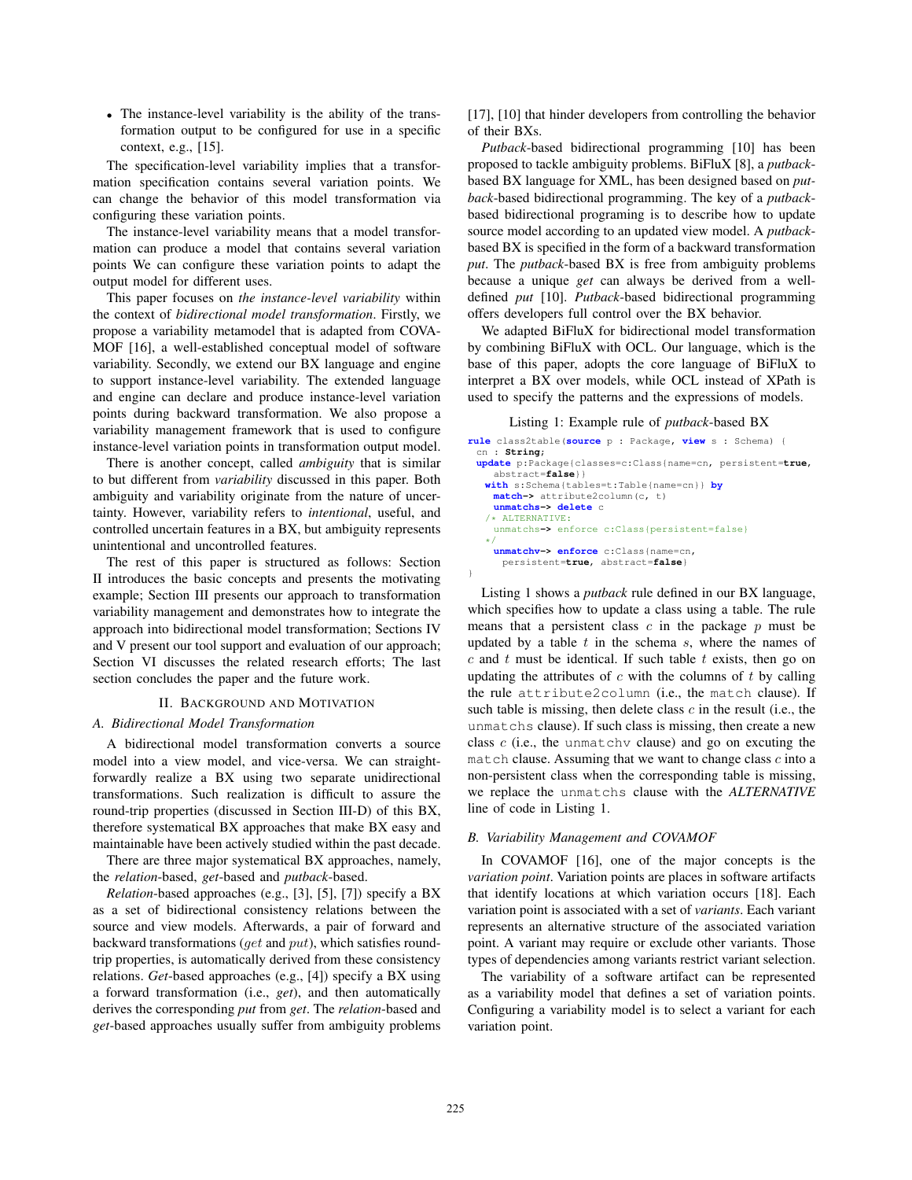- The instance-level variability is the ability of the transformation output to be configured for use in a specific context, e.g., [15].

The specification-level variability implies that a transformation specification contains several variation points. We can change the behavior of this model transformation via configuring these variation points.

The instance-level variability means that a model transformation can produce a model that contains several variation points We can configure these variation points to adapt the output model for different uses.

This paper focuses on *the instance-level variability* within the context of *bidirectional model transformation*. Firstly, we propose a variability metamodel that is adapted from COVAMOF [16], a well-established conceptual model of software variability. Secondly, we extend our BX language and engine to support instance-level variability. The extended language and engine can declare and produce instance-level variation points during backward transformation. We also propose a variability management framework that is used to configure instance-level variation points in transformation output model.

There is another concept, called *ambiguity* that is similar to but different from *variability* discussed in this paper. Both ambiguity and variability originate from the nature of uncertainty. However, variability refers to *intentional*, useful, and controlled uncertain features in a BX, but ambiguity represents unintentional and uncontrolled features.

The rest of this paper is structured as follows: Section II introduces the basic concepts and presents the motivating example; Section III presents our approach to transformation variability management and demonstrates how to integrate the approach into bidirectional model transformation; Sections IV and V present our tool support and evaluation of our approach; Section VI discusses the related research efforts; The last section concludes the paper and the future work.

## II. Background and Motivation

### A. Bidirectional Model Transformation

A bidirectional model transformation converts a source model into a view model, and vice-versa. We can straightforwardly realize a BX using two separate unidirectional transformations. Such realization is difficult to assure the round-trip properties (discussed in Section III-D) of this BX, therefore systematical BX approaches that make BX easy and maintainable have been actively studied within the past decade.

There are three major systematical BX approaches, namely, the *relation*-based, *get*-based and *putback*-based.

*Relation*-based approaches (e.g., [3], [5], [7]) specify a BX as a set of bidirectional consistency relations between the source and view models. Afterwards, a pair of forward and backward transformations ($get$ and $put$), which satisfies round-trip properties, is automatically derived from these consistency relations. *Get*-based approaches (e.g., [4]) specify a BX using a forward transformation (i.e., *get*), and then automatically derives the corresponding *put* from *get*. The *relation*-based and *get*-based approaches usually suffer from ambiguity problems [17], [10] that hinder developers from controlling the behavior of their BXs.

*Putback*-based bidirectional programming [10] has been proposed to tackle ambiguity problems. BiFluX [8], a *putback*-based BX language for XML, has been designed based on *putback*-based bidirectional programming. The key of a *putback*-based bidirectional programing is to describe how to update source model according to an updated view model. A *putback*-based BX is specified in the form of a backward transformation *put*. The *putback*-based BX is free from ambiguity problems because a unique *get* can always be derived from a well-defined *put* [10]. *Putback*-based bidirectional programming offers developers full control over the BX behavior.

We adapted BiFluX for bidirectional model transformation by combining BiFluX with OCL. Our language, which is the base of this paper, adopts the core language of BiFluX to interpret a BX over models, while OCL instead of XPath is used to specify the patterns and the expressions of models.

Listing 1: Example rule of *putback*-based BX

```
rule class2table(source p : Package, view s : Schema) {
 cn : String;
 update p:Package{classes=c:Class{name=cn, persistent=true,
    abstract=false}}
  with s:Schema{tables=t:Table{name=cn}} by
    match-> attribute2column(c, t)
    unmatchs-> delete c
   /* ALTERNATIVE:
    unmatchs-> enforce c:Class{persistent=false}
   */
    unmatchv-> enforce c:Class{name=cn,
      persistent=true, abstract=false}
}
```

Listing 1 shows a *putback* rule defined in our BX language, which specifies how to update a class using a table. The rule means that a persistent class $c$ in the package $p$ must be updated by a table $t$ in the schema $s$, where the names of $c$ and $t$ must be identical. If such table $t$ exists, then go on updating the attributes of $c$ with the columns of $t$ by calling the rule `attribute2column` (i.e., the `match` clause). If such table is missing, then delete class $c$ in the result (i.e., the `unmatchs` clause). If such class is missing, then create a new class $c$ (i.e., the `unmatchv` clause) and go on excuting the `match` clause. Assuming that we want to change class $c$ into a non-persistent class when the corresponding table is missing, we replace the `unmatchs` clause with the *ALTERNATIVE* line of code in Listing 1.

### B. Variability Management and COVAMOF

In COVAMOF [16], one of the major concepts is the *variation point*. Variation points are places in software artifacts that identify locations at which variation occurs [18]. Each variation point is associated with a set of *variants*. Each variant represents an alternative structure of the associated variation point. A variant may require or exclude other variants. Those types of dependencies among variants restrict variant selection.

The variability of a software artifact can be represented as a variability model that defines a set of variation points. Configuring a variability model is to select a variant for each variation point.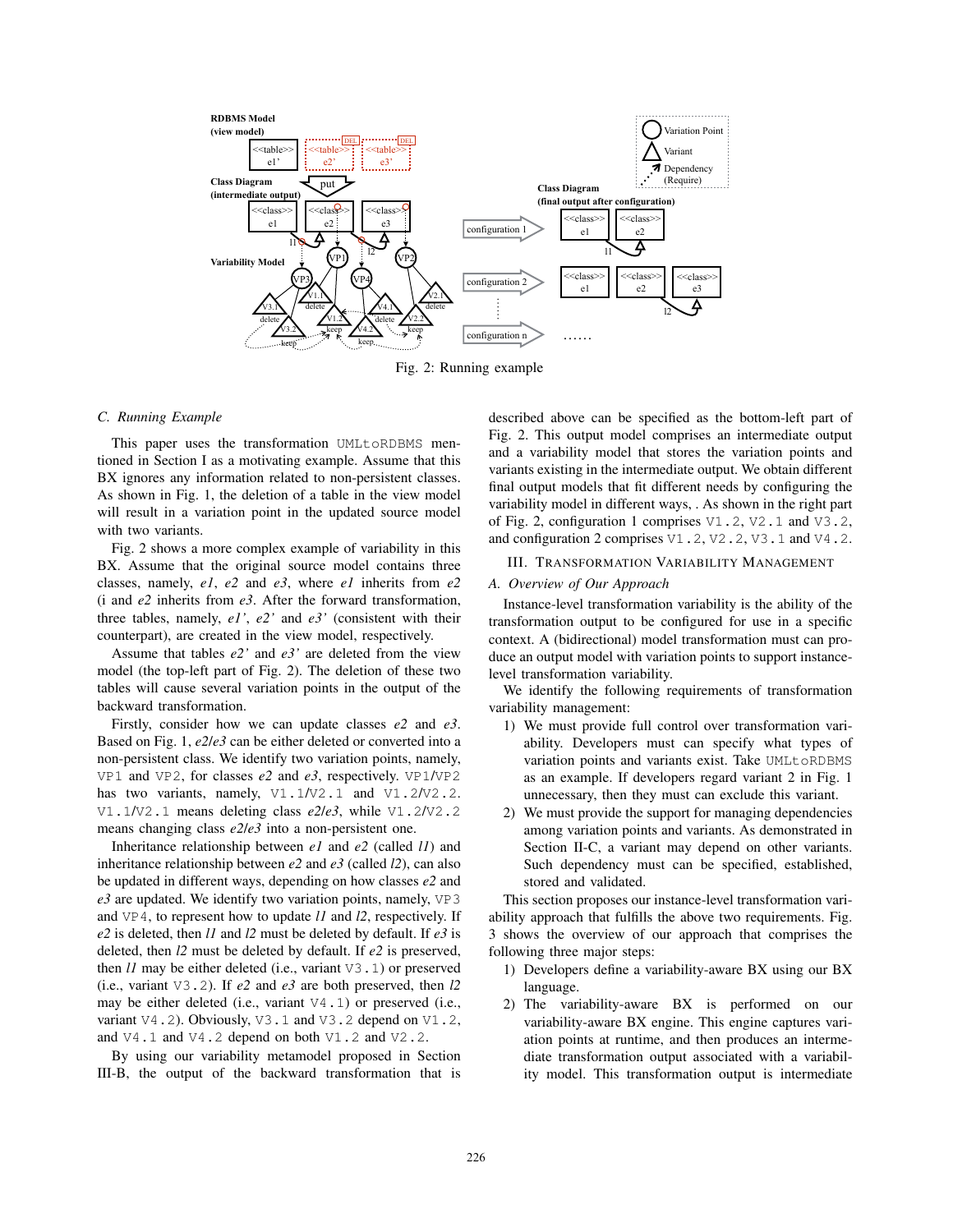Fig. 2: Running example

### C. Running Example

This paper uses the transformation UMLtoRDBMS mentioned in Section I as a motivating example. Assume that this BX ignores any information related to non-persistent classes. As shown in Fig. 1, the deletion of a table in the view model will result in a variation point in the updated source model with two variants.

Fig. 2 shows a more complex example of variability in this BX. Assume that the original source model contains three classes, namely, *e1*, *e2* and *e3*, where *e1* inherits from *e2* (i and *e2* inherits from *e3*. After the forward transformation, three tables, namely, *e1'*, *e2'* and *e3'* (consistent with their counterpart), are created in the view model, respectively.

Assume that tables *e2'* and *e3'* are deleted from the view model (the top-left part of Fig. 2). The deletion of these two tables will cause several variation points in the output of the backward transformation.

Firstly, consider how we can update classes *e2* and *e3*. Based on Fig. 1, *e2*/*e3* can be either deleted or converted into a non-persistent class. We identify two variation points, namely, VP1 and VP2, for classes *e2* and *e3*, respectively. VP1/VP2 has two variants, namely, V1.1/V2.1 and V1.2/V2.2. V1.1/V2.1 means deleting class *e2*/*e3*, while V1.2/V2.2 means changing class *e2*/*e3* into a non-persistent one.

Inheritance relationship between *e1* and *e2* (called *l1*) and inheritance relationship between *e2* and *e3* (called *l2*), can also be updated in different ways, depending on how classes *e2* and *e3* are updated. We identify two variation points, namely, VP3 and VP4, to represent how to update *l1* and *l2*, respectively. If *e2* is deleted, then *l1* and *l2* must be deleted by default. If *e3* is deleted, then *l2* must be deleted by default. If *e2* is preserved, then *l1* may be either deleted (i.e., variant V3.1) or preserved (i.e., variant V3.2). If *e2* and *e3* are both preserved, then *l2* may be either deleted (i.e., variant V4.1) or preserved (i.e., variant V4.2). Obviously, V3.1 and V3.2 depend on V1.2, and V4.1 and V4.2 depend on both V1.2 and V2.2.

By using our variability metamodel proposed in Section III-B, the output of the backward transformation that is described above can be specified as the bottom-left part of Fig. 2. This output model comprises an intermediate output and a variability model that stores the variation points and variants existing in the intermediate output. We obtain different final output models that fit different needs by configuring the variability model in different ways, . As shown in the right part of Fig. 2, configuration 1 comprises V1.2, V2.1 and V3.2, and configuration 2 comprises V1.2, V2.2, V3.1 and V4.2.

## III. Transformation Variability Management

### A. Overview of Our Approach

Instance-level transformation variability is the ability of the transformation output to be configured for use in a specific context. A (bidirectional) model transformation must can produce an output model with variation points to support instance-level transformation variability.

We identify the following requirements of transformation variability management:

1) We must provide full control over transformation variability. Developers must can specify what types of variation points and variants exist. Take UMLtoRDBMS as an example. If developers regard variant 2 in Fig. 1 unnecessary, then they must can exclude this variant.
2) We must provide the support for managing dependencies among variation points and variants. As demonstrated in Section II-C, a variant may depend on other variants. Such dependency must can be specified, established, stored and validated.

This section proposes our instance-level transformation variability approach that fulfills the above two requirements. Fig. 3 shows the overview of our approach that comprises the following three major steps:

1) Developers define a variability-aware BX using our BX language.
2) The variability-aware BX is performed on our variability-aware BX engine. This engine captures variation points at runtime, and then produces an intermediate transformation output associated with a variability model. This transformation output is intermediate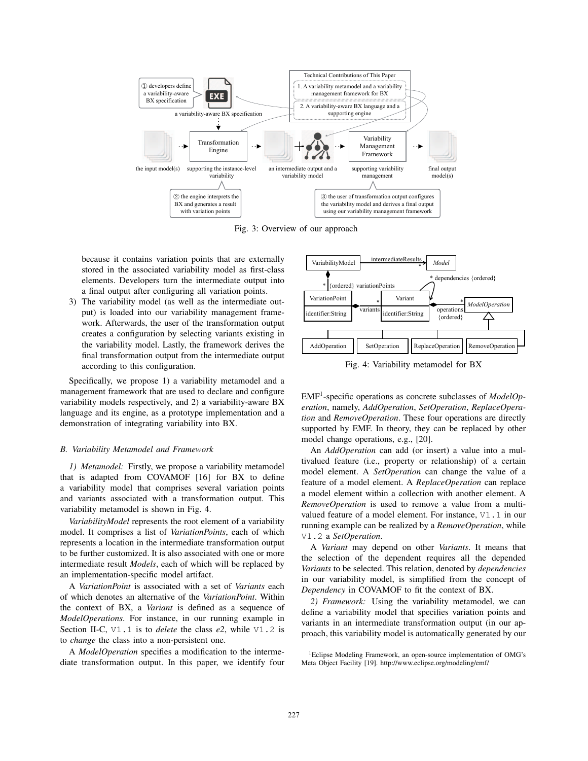Fig. 3: Overview of our approach

because it contains variation points that are externally stored in the associated variability model as first-class elements. Developers turn the intermediate output into a final output after configuring all variation points.

3) The variability model (as well as the intermediate output) is loaded into our variability management framework. Afterwards, the user of the transformation output creates a configuration by selecting variants existing in the variability model. Lastly, the framework derives the final transformation output from the intermediate output according to this configuration.

Specifically, we propose 1) a variability metamodel and a management framework that are used to declare and configure variability models respectively, and 2) a variability-aware BX language and its engine, as a prototype implementation and a demonstration of integrating variability into BX.

### B. Variability Metamodel and Framework

*1) Metamodel:* Firstly, we propose a variability metamodel that is adapted from COVAMOF [16] for BX to define a variability model that comprises several variation points and variants associated with a transformation output. This variability metamodel is shown in Fig. 4.

*VariabilityModel* represents the root element of a variability model. It comprises a list of *VariationPoints*, each of which represents a location in the intermediate transformation output to be further customized. It is also associated with one or more intermediate result *Models*, each of which will be replaced by an implementation-specific model artifact.

A *VariationPoint* is associated with a set of *Variants* each of which denotes an alternative of the *VariationPoint*. Within the context of BX, a *Variant* is defined as a sequence of *ModelOperations*. For instance, in our running example in Section II-C, `V1.1` is to *delete* the class *e2*, while `V1.2` is to *change* the class into a non-persistent one.

A *ModelOperation* specifies a modification to the intermediate transformation output. In this paper, we identify four

Fig. 4: Variability metamodel for BX

EMF[1]-specific operations as concrete subclasses of *ModelOperation*, namely, *AddOperation*, *SetOperation*, *ReplaceOperation* and *RemoveOperation*. These four operations are directly supported by EMF. In theory, they can be replaced by other model change operations, e.g., [20].

An *AddOperation* can add (or insert) a value into a multivalued feature (i.e., property or relationship) of a certain model element. A *SetOperation* can change the value of a feature of a model element. A *ReplaceOperation* can replace a model element within a collection with another element. A *RemoveOperation* is used to remove a value from a multivalued feature of a model element. For instance, `V1.1` in our running example can be realized by a *RemoveOperation*, while `V1.2` a *SetOperation*.

A *Variant* may depend on other *Variants*. It means that the selection of the dependent requires all the depended *Variants* to be selected. This relation, denoted by *dependencies* in our variability model, is simplified from the concept of *Dependency* in COVAMOF to fit the context of BX.

*2) Framework:* Using the variability metamodel, we can define a variability model that specifies variation points and variants in an intermediate transformation output (in our approach, this variability model is automatically generated by our

[1]Eclipse Modeling Framework, an open-source implementation of OMG's Meta Object Facility [19]. http://www.eclipse.org/modeling/emf/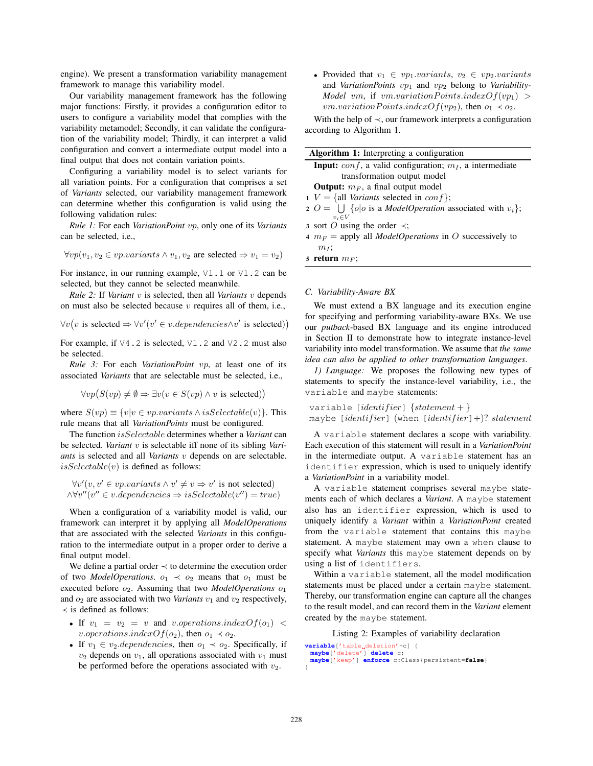engine). We present a transformation variability management framework to manage this variability model.

Our variability management framework has the following major functions: Firstly, it provides a configuration editor to users to configure a variability model that complies with the variability metamodel; Secondly, it can validate the configuration of the variability model; Thirdly, it can interpret a valid configuration and convert a intermediate output model into a final output that does not contain variation points.

Configuring a variability model is to select variants for all variation points. For a configuration that comprises a set of *Variants* selected, our variability management framework can determine whether this configuration is valid using the following validation rules:

*Rule 1:* For each *VariationPoint* $vp$, only one of its *Variants* can be selected, i.e.,

$$\forall vp(v_1, v_2 \in vp.variants \wedge v_1, v_2 \text{ are selected} \Rightarrow v_1 = v_2)$$

For instance, in our running example, `V1.1` or `V1.2` can be selected, but they cannot be selected meanwhile.

*Rule 2:* If *Variant* $v$ is selected, then all *Variants* $v$ depends on must also be selected because $v$ requires all of them, i.e.,

$$\forall v\big(v \text{ is selected} \Rightarrow \forall v'(v' \in v.dependencies \wedge v' \text{ is selected})\big)$$

For example, if `V4.2` is selected, `V1.2` and `V2.2` must also be selected.

*Rule 3:* For each *VariationPoint* $vp$, at least one of its associated *Variants* that are selectable must be selected, i.e.,

$$\forall vp\big(S(vp) \neq \emptyset \Rightarrow \exists v(v \in S(vp) \wedge v \text{ is selected})\big)$$

where $S(vp) \equiv \{v | v \in vp.variants \wedge isSelectable(v)\}$. This rule means that all *VariationPoints* must be configured.

The function $isSelectable$ determines whether a *Variant* can be selected. *Variant* $v$ is selectable iff none of its sibling *Variants* is selected and all *Variants* $v$ depends on are selectable. $isSelectable(v)$ is defined as follows:

$$\begin{aligned}&\forall v'(v, v' \in vp.variants \wedge v' \neq v \Rightarrow v' \text{ is not selected})\\ \wedge &\forall v''(v'' \in v.dependencies \Rightarrow isSelectable(v'') = true)\end{aligned}$$

When a configuration of a variability model is valid, our framework can interpret it by applying all *ModelOperations* that are associated with the selected *Variants* in this configuration to the intermediate output in a proper order to derive a final output model.

We define a partial order $\prec$ to determine the execution order of two *ModelOperations*. $o_1 \prec o_2$ means that $o_1$ must be executed before $o_2$. Assuming that two *ModelOperations* $o_1$ and $o_2$ are associated with two *Variants* $v_1$ and $v_2$ respectively, $\prec$ is defined as follows:

- If $v_1 = v_2 = v$ and $v.operations.indexOf(o_1) < v.operations.indexOf(o_2)$, then $o_1 \prec o_2$.
- If $v_1 \in v_2.dependencies$, then $o_1 \prec o_2$. Specifically, if $v_2$ depends on $v_1$, all operations associated with $v_1$ must be performed before the operations associated with $v_2$.
- Provided that $v_1 \in vp_1.variants$, $v_2 \in vp_2.variants$ and *VariationPoints* $vp_1$ and $vp_2$ belong to *VariabilityModel* $vm$, if $vm.variationPoints.indexOf(vp_1) > vm.variationPoints.indexOf(vp_2)$, then $o_1 \prec o_2$.

With the help of $\prec$, our framework interprets a configuration according to Algorithm 1.

**Algorithm 1:** Interpreting a configuration

**Input:** $conf$, a valid configuration; $m_I$, a intermediate transformation output model
**Output:** $m_F$, a final output model

1. $V = \{$all *Variants* selected in $conf\}$;
2. $O = \bigcup_{v_i \in V} \{o | o \text{ is a } \textit{ModelOperation} \text{ associated with } v_i\}$;
3. sort $O$ using the order $\prec$;
4. $m_F =$ apply all *ModelOperations* in $O$ successively to $m_I$;
5. **return** $m_F$;

### C. Variability-Aware BX

We must extend a BX language and its execution engine for specifying and performing variability-aware BXs. We use our *putback*-based BX language and its engine introduced in Section II to demonstrate how to integrate instance-level variability into model transformation. We assume that *the same idea can also be applied to other transformation languages.*

*1) Language:* We proposes the following new types of statements to specify the instance-level variability, i.e., the `variable` and `maybe` statements:

```
variable [identifier] {statement+}
maybe [identifier] (when [identifier]+)? statement
```

A `variable` statement declares a scope with variability. Each execution of this statement will result in a *VariationPoint* in the intermediate output. A `variable` statement has an `identifier` expression, which is used to uniquely identify a *VariationPoint* in a variability model.

A `variable` statement comprises several `maybe` statements each of which declares a *Variant*. A `maybe` statement also has an `identifier` expression, which is used to uniquely identify a *Variant* within a *VariationPoint* created from the `variable` statement that contains this `maybe` statement. A `maybe` statement may own a `when` clause to specify what *Variants* this `maybe` statement depends on by using a list of `identifiers`.

Within a `variable` statement, all the model modification statements must be placed under a certain `maybe` statement. Thereby, our transformation engine can capture all the changes to the result model, and can record them in the *Variant* element created by the `maybe` statement.

Listing 2: Examples of variability declaration

```
variable['table deletion'+c] {
 maybe['delete'] delete c;
 maybe['keep'] enforce c:Class(persistent=false)
}
```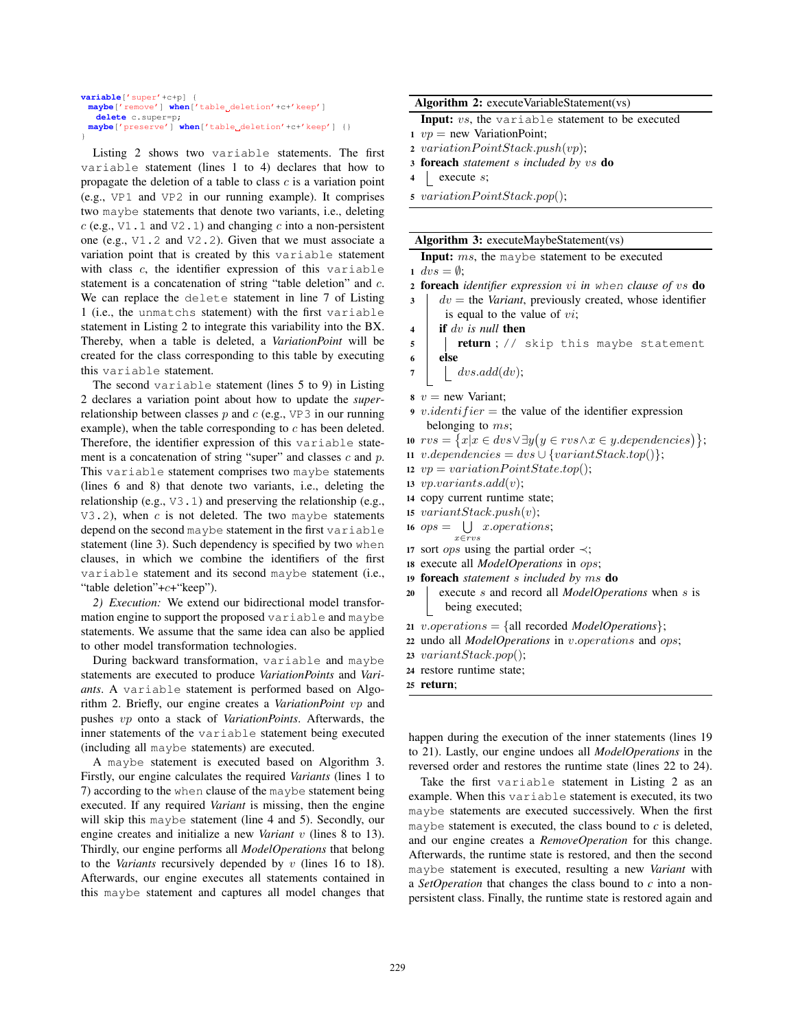```
variable['super'+c+p] {
 maybe['remove'] when['table_deletion'+c+'keep']
   delete c.super=p;
 maybe['preserve'] when['table_deletion'+c+'keep'] {}
}
```

Listing 2 shows two `variable` statements. The first `variable` statement (lines 1 to 4) declares that how to propagate the deletion of a table to class $c$ is a variation point (e.g., `VP1` and `VP2` in our running example). It comprises two `maybe` statements that denote two variants, i.e., deleting $c$ (e.g., `V1.1` and `V2.1`) and changing $c$ into a non-persistent one (e.g., `V1.2` and `V2.2`). Given that we must associate a variation point that is created by this `variable` statement with class $c$, the identifier expression of this `variable` statement is a concatenation of string "table deletion" and $c$. We can replace the `delete` statement in line 7 of Listing 1 (i.e., the `unmatchs` statement) with the first `variable` statement in Listing 2 to integrate this variability into the BX. Thereby, when a table is deleted, a *VariationPoint* will be created for the class corresponding to this table by executing this `variable` statement.

The second `variable` statement (lines 5 to 9) in Listing 2 declares a variation point about how to update the *super*-relationship between classes $p$ and $c$ (e.g., `VP3` in our running example), when the table corresponding to $c$ has been deleted. Therefore, the identifier expression of this `variable` statement is a concatenation of string "super" and classes $c$ and $p$. This `variable` statement comprises two `maybe` statements (lines 6 and 8) that denote two variants, i.e., deleting the relationship (e.g., `V3.1`) and preserving the relationship (e.g., `V3.2`), when $c$ is not deleted. The two `maybe` statements depend on the second `maybe` statement in the first `variable` statement (line 3). Such dependency is specified by two `when` clauses, in which we combine the identifiers of the first `variable` statement and its second `maybe` statement (i.e., "table deletion"+$c$+"keep").

*2) Execution:* We extend our bidirectional model transformation engine to support the proposed `variable` and `maybe` statements. We assume that the same idea can also be applied to other model transformation technologies.

During backward transformation, `variable` and `maybe` statements are executed to produce *VariationPoints* and *Variants*. A `variable` statement is performed based on Algorithm 2. Briefly, our engine creates a *VariationPoint* $vp$ and pushes $vp$ onto a stack of *VariationPoints*. Afterwards, the inner statements of the `variable` statement being executed (including all `maybe` statements) are executed.

A `maybe` statement is executed based on Algorithm 3. Firstly, our engine calculates the required *Variants* (lines 1 to 7) according to the `when` clause of the `maybe` statement being executed. If any required *Variant* is missing, then the engine will skip this `maybe` statement (line 4 and 5). Secondly, our engine creates and initialize a new *Variant* $v$ (lines 8 to 13). Thirdly, our engine performs all *ModelOperations* that belong to the *Variants* recursively depended by $v$ (lines 16 to 18). Afterwards, our engine executes all statements contained in this `maybe` statement and captures all model changes that happen during the execution of the inner statements (lines 19 to 21). Lastly, our engine undoes all *ModelOperations* in the reversed order and restores the runtime state (lines 22 to 24).

**Algorithm 2:** executeVariableStatement(vs)

**Input:** $vs$, the `variable` statement to be executed

1. $vp$ = new VariationPoint;
2. $variationPointStack.push(vp)$;
3. **foreach** *statement* $s$ *included by* $vs$ **do**
4. &nbsp;&nbsp;&nbsp;&nbsp;execute $s$;
5. $variationPointStack.pop()$;

**Algorithm 3:** executeMaybeStatement(vs)

**Input:** $ms$, the `maybe` statement to be executed

1. $dvs = \emptyset$;
2. **foreach** *identifier expression* $vi$ *in* `when` *clause of* $vs$ **do**
3. &nbsp;&nbsp;&nbsp;&nbsp;$dv$ = the *Variant*, previously created, whose identifier is equal to the value of $vi$;
4. &nbsp;&nbsp;&nbsp;&nbsp;**if** $dv$ *is null* **then**
5. &nbsp;&nbsp;&nbsp;&nbsp;&nbsp;&nbsp;&nbsp;&nbsp;**return** ; `// skip this maybe statement`
6. &nbsp;&nbsp;&nbsp;&nbsp;**else**
7. &nbsp;&nbsp;&nbsp;&nbsp;&nbsp;&nbsp;&nbsp;&nbsp;$dvs.add(dv)$;
8. $v$ = new Variant;
9. $v.identifier$ = the value of the identifier expression belonging to $ms$;
10. $rvs = \{x | x \in dvs \vee \exists y (y \in rvs \wedge x \in y.dependencies)\}$;
11. $v.dependencies = dvs \cup \{variantStack.top()\}$;
12. $vp = variationPointState.top()$;
13. $vp.variants.add(v)$;
14. copy current runtime state;
15. $variantStack.push(v)$;
16. $ops = \bigcup_{x \in rvs} x.operations$;
17. sort $ops$ using the partial order $\prec$;
18. execute all *ModelOperations* in $ops$;
19. **foreach** *statement* $s$ *included by* $ms$ **do**
20. &nbsp;&nbsp;&nbsp;&nbsp;execute $s$ and record all *ModelOperations* when $s$ is being executed;
21. $v.operations$ = {all recorded *ModelOperations*};
22. undo all *ModelOperations* in $v.operations$ and $ops$;
23. $variantStack.pop()$;
24. restore runtime state;
25. **return**;

Take the first `variable` statement in Listing 2 as an example. When this `variable` statement is executed, its two `maybe` statements are executed successively. When the first `maybe` statement is executed, the class bound to $c$ is deleted, and our engine creates a *RemoveOperation* for this change. Afterwards, the runtime state is restored, and then the second `maybe` statement is executed, resulting a new *Variant* with a *SetOperation* that changes the class bound to $c$ into a non-persistent class. Finally, the runtime state is restored again and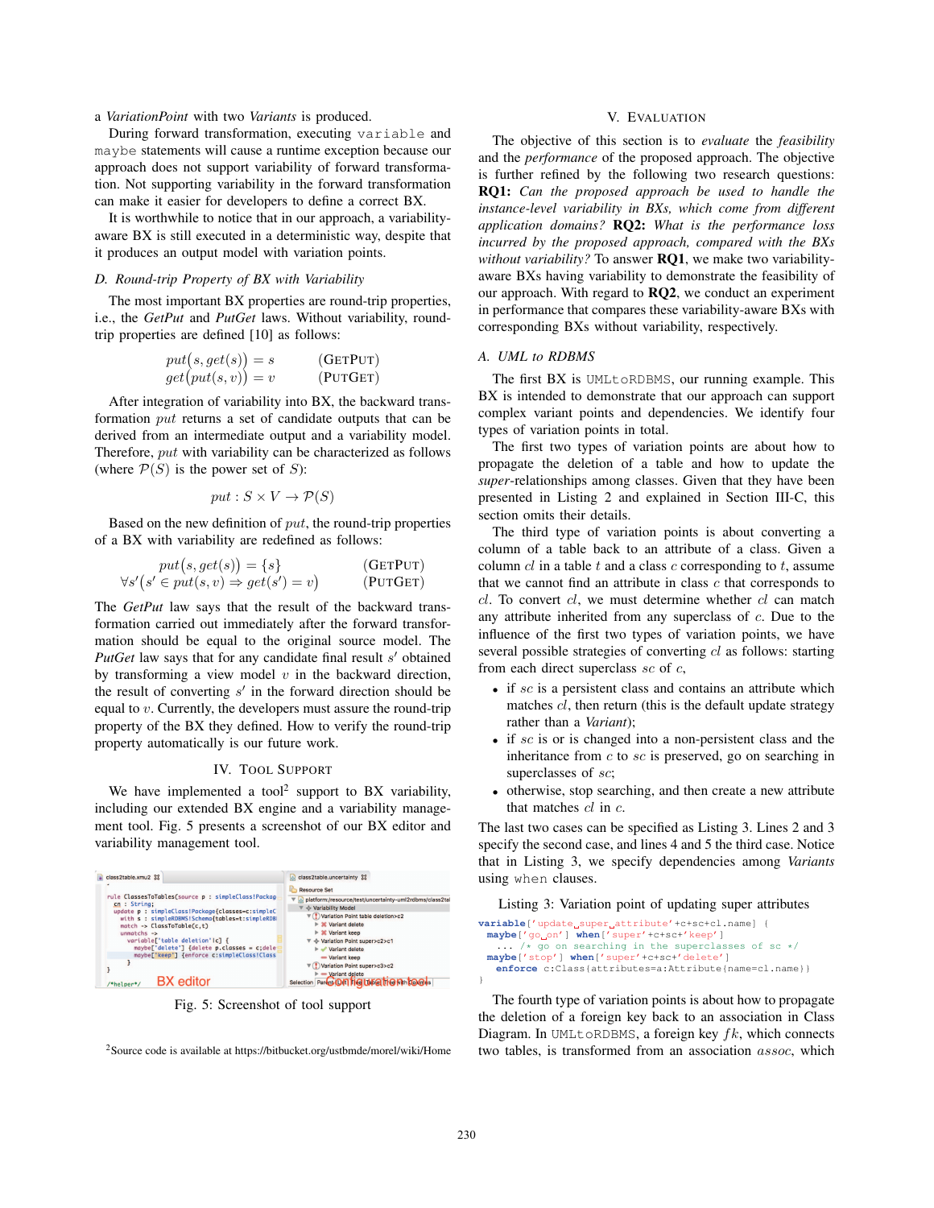a *VariationPoint* with two *Variants* is produced.

During forward transformation, executing `variable` and `maybe` statements will cause a runtime exception because our approach does not support variability of forward transformation. Not supporting variability in the forward transformation can make it easier for developers to define a correct BX.

It is worthwhile to notice that in our approach, a variability-aware BX is still executed in a deterministic way, despite that it produces an output model with variation points.

### D. Round-trip Property of BX with Variability

The most important BX properties are round-trip properties, i.e., the *GetPut* and *PutGet* laws. Without variability, round-trip properties are defined [10] as follows:

$$put(s, get(s)) = s \qquad \text{(GETPUT)}$$
$$get(put(s, v)) = v \qquad \text{(PUTGET)}$$

After integration of variability into BX, the backward transformation $put$ returns a set of candidate outputs that can be derived from an intermediate output and a variability model. Therefore, $put$ with variability can be characterized as follows (where $\mathcal{P}(S)$ is the power set of $S$):

$$put : S \times V \rightarrow \mathcal{P}(S)$$

Based on the new definition of $put$, the round-trip properties of a BX with variability are redefined as follows:

$$put(s, get(s)) = \{s\} \qquad \text{(GETPUT)}$$
$$\forall s'(s' \in put(s, v) \Rightarrow get(s') = v) \qquad \text{(PUTGET)}$$

The *GetPut* law says that the result of the backward transformation carried out immediately after the forward transformation should be equal to the original source model. The *PutGet* law says that for any candidate final result $s'$ obtained by transforming a view model $v$ in the backward direction, the result of converting $s'$ in the forward direction should be equal to $v$. Currently, the developers must assure the round-trip property of the BX they defined. How to verify the round-trip property automatically is our future work.

## IV. Tool Support

We have implemented a tool[2] support to BX variability, including our extended BX engine and a variability management tool. Fig. 5 presents a screenshot of our BX editor and variability management tool.

Fig. 5: Screenshot of tool support

[2]Source code is available at https://bitbucket.org/ustbmde/morel/wiki/Home

## V. Evaluation

The objective of this section is to *evaluate* the *feasibility* and the *performance* of the proposed approach. The objective is further refined by the following two research questions: **RQ1:** *Can the proposed approach be used to handle the instance-level variability in BXs, which come from different application domains?* **RQ2:** *What is the performance loss incurred by the proposed approach, compared with the BXs without variability?* To answer **RQ1**, we make two variability-aware BXs having variability to demonstrate the feasibility of our approach. With regard to **RQ2**, we conduct an experiment in performance that compares these variability-aware BXs with corresponding BXs without variability, respectively.

### A. UML to RDBMS

The first BX is `UMLtoRDBMS`, our running example. This BX is intended to demonstrate that our approach can support complex variant points and dependencies. We identify four types of variation points in total.

The first two types of variation points are about how to propagate the deletion of a table and how to update the *super*-relationships among classes. Given that they have been presented in Listing 2 and explained in Section III-C, this section omits their details.

The third type of variation points is about converting a column of a table back to an attribute of a class. Given a column $cl$ in a table $t$ and a class $c$ corresponding to $t$, assume that we cannot find an attribute in class $c$ that corresponds to $cl$. To convert $cl$, we must determine whether $cl$ can match any attribute inherited from any superclass of $c$. Due to the influence of the first two types of variation points, we have several possible strategies of converting $cl$ as follows: starting from each direct superclass $sc$ of $c$,

- if $sc$ is a persistent class and contains an attribute which matches $cl$, then return (this is the default update strategy rather than a *Variant*);
- if $sc$ is or is changed into a non-persistent class and the inheritance from $c$ to $sc$ is preserved, go on searching in superclasses of $sc$;
- otherwise, stop searching, and then create a new attribute that matches $cl$ in $c$.

The last two cases can be specified as Listing 3. Lines 2 and 3 specify the second case, and lines 4 and 5 the third case. Notice that in Listing 3, we specify dependencies among *Variants* using `when` clauses.

Listing 3: Variation point of updating super attributes

```
variable['update␣super␣attribute'+c+sc+cl.name] {
 maybe['go␣on'] when['super'+c+sc+'keep']
  ... /* go on searching in the superclasses of sc */
 maybe['stop'] when['super'+c+sc+'delete']
   enforce c:Class{attributes=a:Attribute{name=cl.name}}
}
```

The fourth type of variation points is about how to propagate the deletion of a foreign key back to an association in Class Diagram. In `UMLtoRDBMS`, a foreign key $fk$, which connects two tables, is transformed from an association $assoc$, which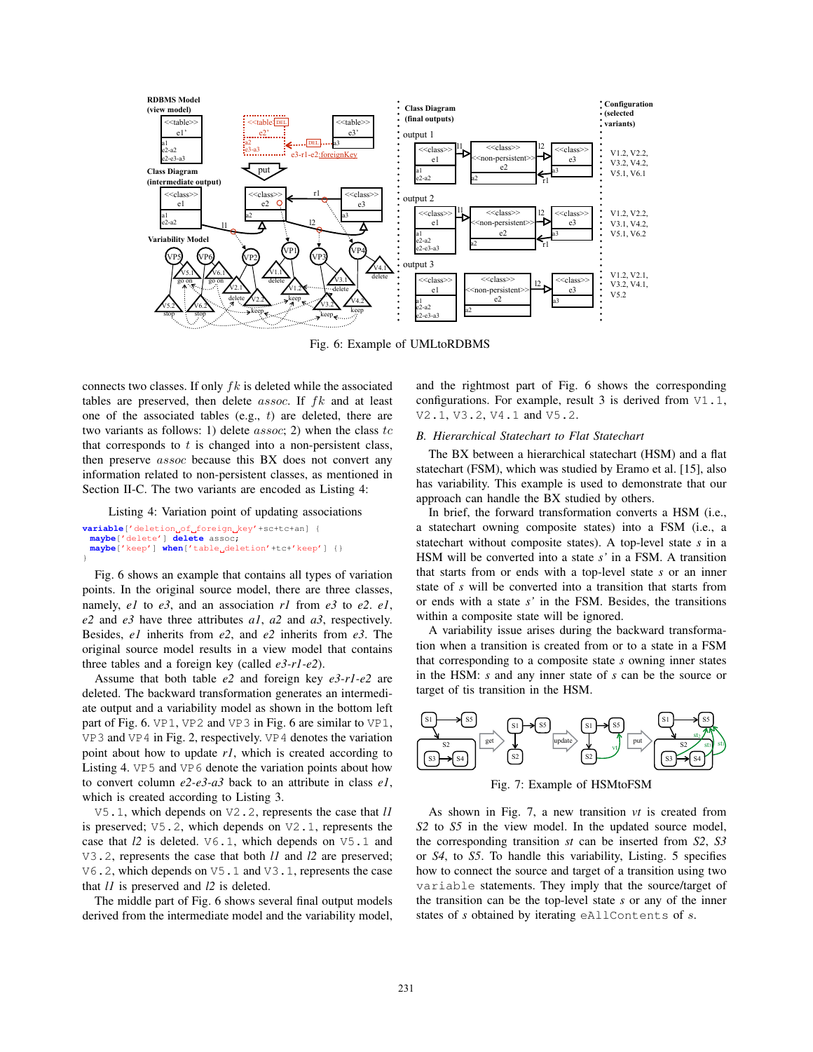Fig. 6: Example of UMLtoRDBMS

connects two classes. If only $fk$ is deleted while the associated tables are preserved, then delete $assoc$. If $fk$ and at least one of the associated tables (e.g., $t$) are deleted, there are two variants as follows: 1) delete $assoc$; 2) when the class $tc$ that corresponds to $t$ is changed into a non-persistent class, then preserve $assoc$ because this BX does not convert any information related to non-persistent classes, as mentioned in Section II-C. The two variants are encoded as Listing 4:

Listing 4: Variation point of updating associations

```
variable['deletion_of_foreign_key'+sc+tc+an] {
 maybe['delete'] delete assoc;
 maybe['keep'] when['table_deletion'+tc+'keep'] {}
}
```

Fig. 6 shows an example that contains all types of variation points. In the original source model, there are three classes, namely, *e1* to *e3*, and an association *r1* from *e3* to *e2*. *e1*, *e2* and *e3* have three attributes *a1*, *a2* and *a3*, respectively. Besides, *e1* inherits from *e2*, and *e2* inherits from *e3*. The original source model results in a view model that contains three tables and a foreign key (called *e3-r1-e2*).

Assume that both table *e2* and foreign key *e3-r1-e2* are deleted. The backward transformation generates an intermediate output and a variability model as shown in the bottom left part of Fig. 6. VP1, VP2 and VP3 in Fig. 6 are similar to VP1, VP3 and VP4 in Fig. 2, respectively. VP4 denotes the variation point about how to update *r1*, which is created according to Listing 4. VP5 and VP6 denote the variation points about how to convert column *e2-e3-a3* back to an attribute in class *e1*, which is created according to Listing 3.

V5.1, which depends on V2.2, represents the case that *l1* is preserved; V5.2, which depends on V2.1, represents the case that *l2* is deleted. V6.1, which depends on V5.1 and V3.2, represents the case that both *l1* and *l2* are preserved; V6.2, which depends on V5.1 and V3.1, represents the case that *l1* is preserved and *l2* is deleted.

The middle part of Fig. 6 shows several final output models derived from the intermediate model and the variability model, and the rightmost part of Fig. 6 shows the corresponding configurations. For example, result 3 is derived from V1.1, V2.1, V3.2, V4.1 and V5.2.

### B. Hierarchical Statechart to Flat Statechart

The BX between a hierarchical statechart (HSM) and a flat statechart (FSM), which was studied by Eramo et al. [15], also has variability. This example is used to demonstrate that our approach can handle the BX studied by others.

In brief, the forward transformation converts a HSM (i.e., a statechart owning composite states) into a FSM (i.e., a statechart without composite states). A top-level state *s* in a HSM will be converted into a state *s'* in a FSM. A transition that starts from or ends with a top-level state *s* or an inner state of *s* will be converted into a transition that starts from or ends with a state *s'* in the FSM. Besides, the transitions within a composite state will be ignored.

A variability issue arises during the backward transformation when a transition is created from or to a state in a FSM that corresponding to a composite state *s* owning inner states in the HSM: *s* and any inner state of *s* can be the source or target of tis transition in the HSM.

Fig. 7: Example of HSMtoFSM

As shown in Fig. 7, a new transition *vt* is created from *S2* to *S5* in the view model. In the updated source model, the corresponding transition *st* can be inserted from *S2*, *S3* or *S4*, to *S5*. To handle this variability, Listing. 5 specifies how to connect the source and target of a transition using two `variable` statements. They imply that the source/target of the transition can be the top-level state *s* or any of the inner states of *s* obtained by iterating `eAllContents` of *s*.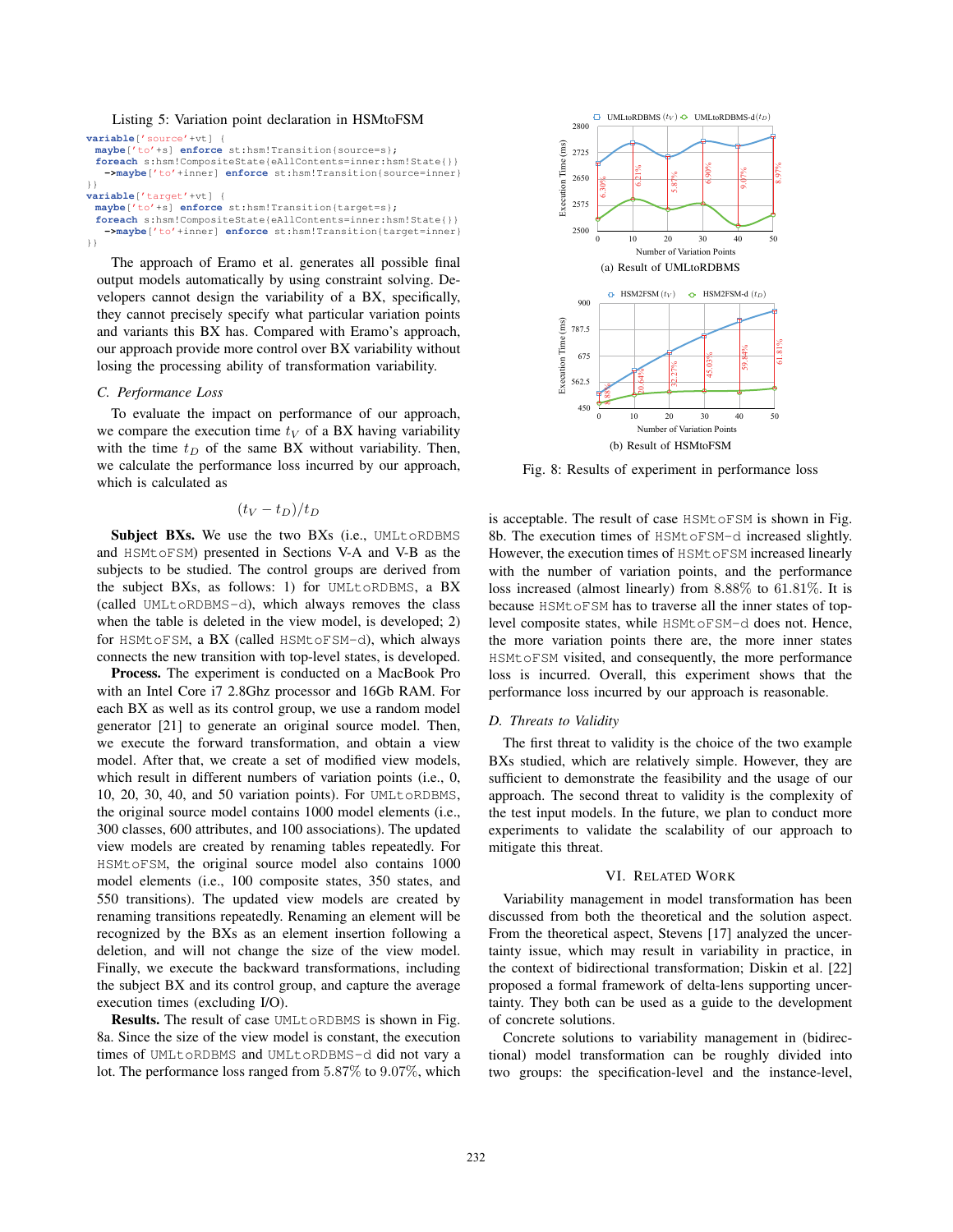Listing 5: Variation point declaration in HSMtoFSM

```
variable['source'+vt] {
  maybe['to'+s] enforce st:hsm!Transition{source=s};
  foreach s:hsm!CompositeState{eAllContents=inner:hsm!State{}}
    ->maybe['to'+inner] enforce st:hsm!Transition{source=inner}
}}
variable['target'+vt] {
  maybe['to'+s] enforce st:hsm!Transition{target=s};
  foreach s:hsm!CompositeState{eAllContents=inner:hsm!State{}}
    ->maybe['to'+inner] enforce st:hsm!Transition{target=inner}
}}
```

The approach of Eramo et al. generates all possible final output models automatically by using constraint solving. Developers cannot design the variability of a BX, specifically, they cannot precisely specify what particular variation points and variants this BX has. Compared with Eramo's approach, our approach provide more control over BX variability without losing the processing ability of transformation variability.

### C. Performance Loss

To evaluate the impact on performance of our approach, we compare the execution time $t_V$ of a BX having variability with the time $t_D$ of the same BX without variability. Then, we calculate the performance loss incurred by our approach, which is calculated as

$$(t_V - t_D)/t_D$$

**Subject BXs.** We use the two BXs (i.e., UMLtoRDBMS and HSMtoFSM) presented in Sections V-A and V-B as the subjects to be studied. The control groups are derived from the subject BXs, as follows: 1) for UMLtoRDBMS, a BX (called UMLtoRDBMS-d), which always removes the class when the table is deleted in the view model, is developed; 2) for HSMtoFSM, a BX (called HSMtoFSM-d), which always connects the new transition with top-level states, is developed.

**Process.** The experiment is conducted on a MacBook Pro with an Intel Core i7 2.8Ghz processor and 16Gb RAM. For each BX as well as its control group, we use a random model generator [21] to generate an original source model. Then, we execute the forward transformation, and obtain a view model. After that, we create a set of modified view models, which result in different numbers of variation points (i.e., 0, 10, 20, 30, 40, and 50 variation points). For UMLtoRDBMS, the original source model contains 1000 model elements (i.e., 300 classes, 600 attributes, and 100 associations). The updated view models are created by renaming tables repeatedly. For HSMtoFSM, the original source model also contains 1000 model elements (i.e., 100 composite states, 350 states, and 550 transitions). The updated view models are created by renaming transitions repeatedly. Renaming an element will be recognized by the BXs as an element insertion following a deletion, and will not change the size of the view model. Finally, we execute the backward transformations, including the subject BX and its control group, and capture the average execution times (excluding I/O).

**Results.** The result of case UMLtoRDBMS is shown in Fig. 8a. Since the size of the view model is constant, the execution times of UMLtoRDBMS and UMLtoRDBMS-d did not vary a lot. The performance loss ranged from 5.87% to 9.07%, which is acceptable. The result of case HSMtoFSM is shown in Fig. 8b. The execution times of HSMtoFSM-d increased slightly. However, the execution times of HSMtoFSM increased linearly with the number of variation points, and the performance loss increased (almost linearly) from 8.88% to 61.81%. It is because HSMtoFSM has to traverse all the inner states of top-level composite states, while HSMtoFSM-d does not. Hence, the more variation points there are, the more inner states HSMtoFSM visited, and consequently, the more performance loss is incurred. Overall, this experiment shows that the performance loss incurred by our approach is reasonable.

(a) Result of UMLtoRDBMS

(b) Result of HSMtoFSM

Fig. 8: Results of experiment in performance loss

### D. Threats to Validity

The first threat to validity is the choice of the two example BXs studied, which are relatively simple. However, they are sufficient to demonstrate the feasibility and the usage of our approach. The second threat to validity is the complexity of the test input models. In the future, we plan to conduct more experiments to validate the scalability of our approach to mitigate this threat.

## VI. Related Work

Variability management in model transformation has been discussed from both the theoretical and the solution aspect. From the theoretical aspect, Stevens [17] analyzed the uncertainty issue, which may result in variability in practice, in the context of bidirectional transformation; Diskin et al. [22] proposed a formal framework of delta-lens supporting uncertainty. They both can be used as a guide to the development of concrete solutions.

Concrete solutions to variability management in (bidirectional) model transformation can be roughly divided into two groups: the specification-level and the instance-level,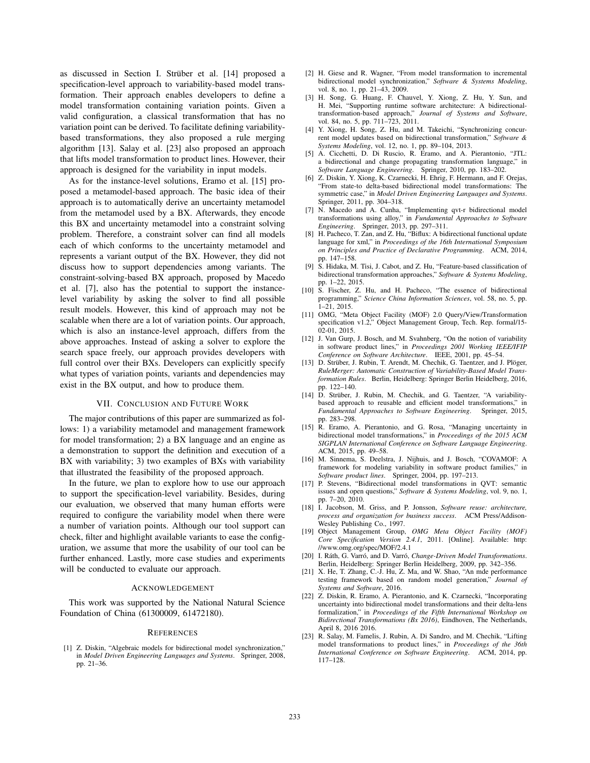as discussed in Section I. Strüber et al. [14] proposed a specification-level approach to variability-based model transformation. Their approach enables developers to define a model transformation containing variation points. Given a valid configuration, a classical transformation that has no variation point can be derived. To facilitate defining variability-based transformations, they also proposed a rule merging algorithm [13]. Salay et al. [23] also proposed an approach that lifts model transformation to product lines. However, their approach is designed for the variability in input models.

As for the instance-level solutions, Eramo et al. [15] proposed a metamodel-based approach. The basic idea of their approach is to automatically derive an uncertainty metamodel from the metamodel used by a BX. Afterwards, they encode this BX and uncertainty metamodel into a constraint solving problem. Therefore, a constraint solver can find all models each of which conforms to the uncertainty metamodel and represents a variant output of the BX. However, they did not discuss how to support dependencies among variants. The constraint-solving-based BX approach, proposed by Macedo et al. [7], also has the potential to support the instance-level variability by asking the solver to find all possible result models. However, this kind of approach may not be scalable when there are a lot of variation points. Our approach, which is also an instance-level approach, differs from the above approaches. Instead of asking a solver to explore the search space freely, our approach provides developers with full control over their BXs. Developers can explicitly specify what types of variation points, variants and dependencies may exist in the BX output, and how to produce them.

## VII. Conclusion and Future Work

The major contributions of this paper are summarized as follows: 1) a variability metamodel and management framework for model transformation; 2) a BX language and an engine as a demonstration to support the definition and execution of a BX with variability; 3) two examples of BXs with variability that illustrated the feasibility of the proposed approach.

In the future, we plan to explore how to use our approach to support the specification-level variability. Besides, during our evaluation, we observed that many human efforts were required to configure the variability model when there were a number of variation points. Although our tool support can check, filter and highlight available variants to ease the configuration, we assume that more the usability of our tool can be further enhanced. Lastly, more case studies and experiments will be conducted to evaluate our approach.

## Acknowledgement

This work was supported by the National Natural Science Foundation of China (61300009, 61472180).

## References

[1] Z. Diskin, "Algebraic models for bidirectional model synchronization," in *Model Driven Engineering Languages and Systems*. Springer, 2008, pp. 21–36.

[2] H. Giese and R. Wagner, "From model transformation to incremental bidirectional model synchronization," *Software & Systems Modeling*, vol. 8, no. 1, pp. 21–43, 2009.

[3] H. Song, G. Huang, F. Chauvel, Y. Xiong, Z. Hu, Y. Sun, and H. Mei, "Supporting runtime software architecture: A bidirectional-transformation-based approach," *Journal of Systems and Software*, vol. 84, no. 5, pp. 711–723, 2011.

[4] Y. Xiong, H. Song, Z. Hu, and M. Takeichi, "Synchronizing concurrent model updates based on bidirectional transformation," *Software & Systems Modeling*, vol. 12, no. 1, pp. 89–104, 2013.

[5] A. Cicchetti, D. Di Ruscio, R. Eramo, and A. Pierantonio, "JTL: a bidirectional and change propagating transformation language," in *Software Language Engineering*. Springer, 2010, pp. 183–202.

[6] Z. Diskin, Y. Xiong, K. Czarnecki, H. Ehrig, F. Hermann, and F. Orejas, "From state-to delta-based bidirectional model transformations: The symmetric case," in *Model Driven Engineering Languages and Systems*. Springer, 2011, pp. 304–318.

[7] N. Macedo and A. Cunha, "Implementing qvt-r bidirectional model transformations using alloy," in *Fundamental Approaches to Software Engineering*. Springer, 2013, pp. 297–311.

[8] H. Pacheco, T. Zan, and Z. Hu, "Biflux: A bidirectional functional update language for xml," in *Proceedings of the 16th International Symposium on Principles and Practice of Declarative Programming*. ACM, 2014, pp. 147–158.

[9] S. Hidaka, M. Tisi, J. Cabot, and Z. Hu, "Feature-based classification of bidirectional transformation approaches," *Software & Systems Modeling*, pp. 1–22, 2015.

[10] S. Fischer, Z. Hu, and H. Pacheco, "The essence of bidirectional programming," *Science China Information Sciences*, vol. 58, no. 5, pp. 1–21, 2015.

[11] OMG, "Meta Object Facility (MOF) 2.0 Query/View/Transformation specification v1.2," Object Management Group, Tech. Rep. formal/15-02-01, 2015.

[12] J. Van Gurp, J. Bosch, and M. Svahnberg, "On the notion of variability in software product lines," in *Proceedings 2001 Working IEEE/IFIP Conference on Software Architecture*. IEEE, 2001, pp. 45–54.

[13] D. Strüber, J. Rubin, T. Arendt, M. Chechik, G. Taentzer, and J. Plöger, *RuleMerger: Automatic Construction of Variability-Based Model Transformation Rules*. Berlin, Heidelberg: Springer Berlin Heidelberg, 2016, pp. 122–140.

[14] D. Strüber, J. Rubin, M. Chechik, and G. Taentzer, "A variability-based approach to reusable and efficient model transformations," in *Fundamental Approaches to Software Engineering*. Springer, 2015, pp. 283–298.

[15] R. Eramo, A. Pierantonio, and G. Rosa, "Managing uncertainty in bidirectional model transformations," in *Proceedings of the 2015 ACM SIGPLAN International Conference on Software Language Engineering*. ACM, 2015, pp. 49–58.

[16] M. Sinnema, S. Deelstra, J. Nijhuis, and J. Bosch, "COVAMOF: A framework for modeling variability in software product families," in *Software product lines*. Springer, 2004, pp. 197–213.

[17] P. Stevens, "Bidirectional model transformations in QVT: semantic issues and open questions," *Software & Systems Modeling*, vol. 9, no. 1, pp. 7–20, 2010.

[18] I. Jacobson, M. Griss, and P. Jonsson, *Software reuse: architecture, process and organization for business success*. ACM Press/Addison-Wesley Publishing Co., 1997.

[19] Object Management Group, *OMG Meta Object Facility (MOF) Core Specification Version 2.4.1*, 2011. [Online]. Available: http://www.omg.org/spec/MOF/2.4.1

[20] I. Ráth, G. Varró, and D. Varró, *Change-Driven Model Transformations*. Berlin, Heidelberg: Springer Berlin Heidelberg, 2009, pp. 342–356.

[21] X. He, T. Zhang, C.-J. Hu, Z. Ma, and W. Shao, "An mde performance testing framework based on random model generation," *Journal of Systems and Software*, 2016.

[22] Z. Diskin, R. Eramo, A. Pierantonio, and K. Czarnecki, "Incorporating uncertainty into bidirectional model transformations and their delta-lens formalization," in *Proceedings of the Fifth International Workshop on Bidirectional Transformations (Bx 2016)*, Eindhoven, The Netherlands, April 8, 2016 2016.

[23] R. Salay, M. Famelis, J. Rubin, A. Di Sandro, and M. Chechik, "Lifting model transformations to product lines," in *Proceedings of the 36th International Conference on Software Engineering*. ACM, 2014, pp. 117–128.